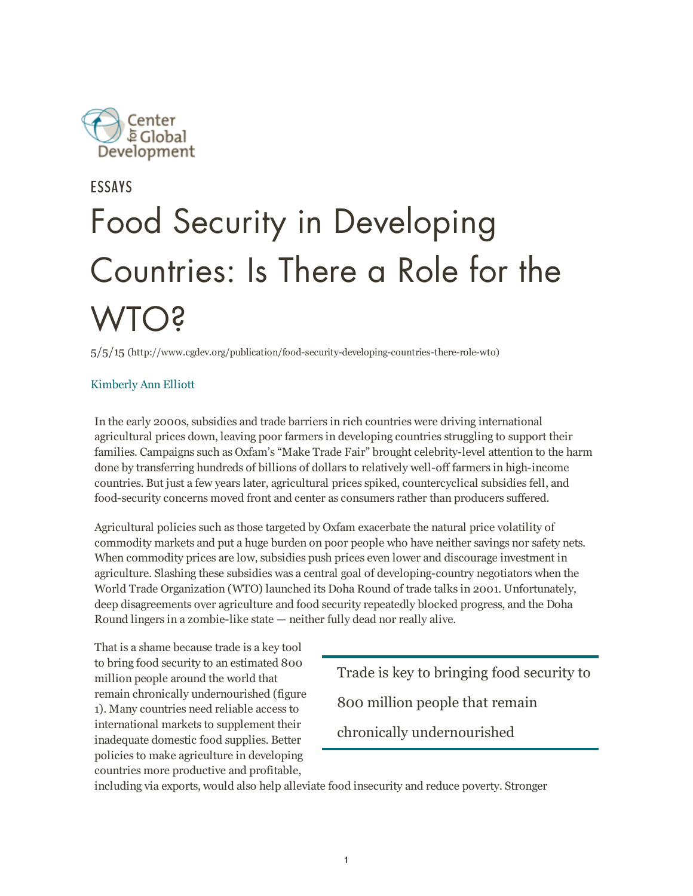Center for Global Development

ESSAYS

# Food Security in Developing Countries: Is There a Role for the WTO?

5/5/15 (http://www.cgdev.org/publication/food-security-developing-countries-there-role-wto)

Kimberly Ann Elliott

In the early 2000s, subsidies and trade barriers in rich countries were driving international agricultural prices down, leaving poor farmers in developing countries struggling to support their families. Campaigns such as Oxfam's "Make Trade Fair" brought celebrity-level attention to the harm done by transferring hundreds of billions of dollars to relatively well-off farmers in high-income countries. But just a few years later, agricultural prices spiked, countercyclical subsidies fell, and food-security concerns moved front and center as consumers rather than producers suffered.

Agricultural policies such as those targeted by Oxfam exacerbate the natural price volatility of commodity markets and put a huge burden on poor people who have neither savings nor safety nets. When commodity prices are low, subsidies push prices even lower and discourage investment in agriculture. Slashing these subsidies was a central goal of developing-country negotiators when the World Trade Organization (WTO) launched its Doha Round of trade talks in 2001. Unfortunately, deep disagreements over agriculture and food security repeatedly blocked progress, and the Doha Round lingers in a zombie-like state — neither fully dead nor really alive.

That is a shame because trade is a key tool to bring food security to an estimated 800 million people around the world that remain chronically undernourished (figure 1). Many countries need reliable access to international markets to supplement their inadequate domestic food supplies. Better policies to make agriculture in developing countries more productive and profitable, including via exports, would also help alleviate food insecurity and reduce poverty. Stronger

> Trade is key to bringing food security to 800 million people that remain chronically undernourished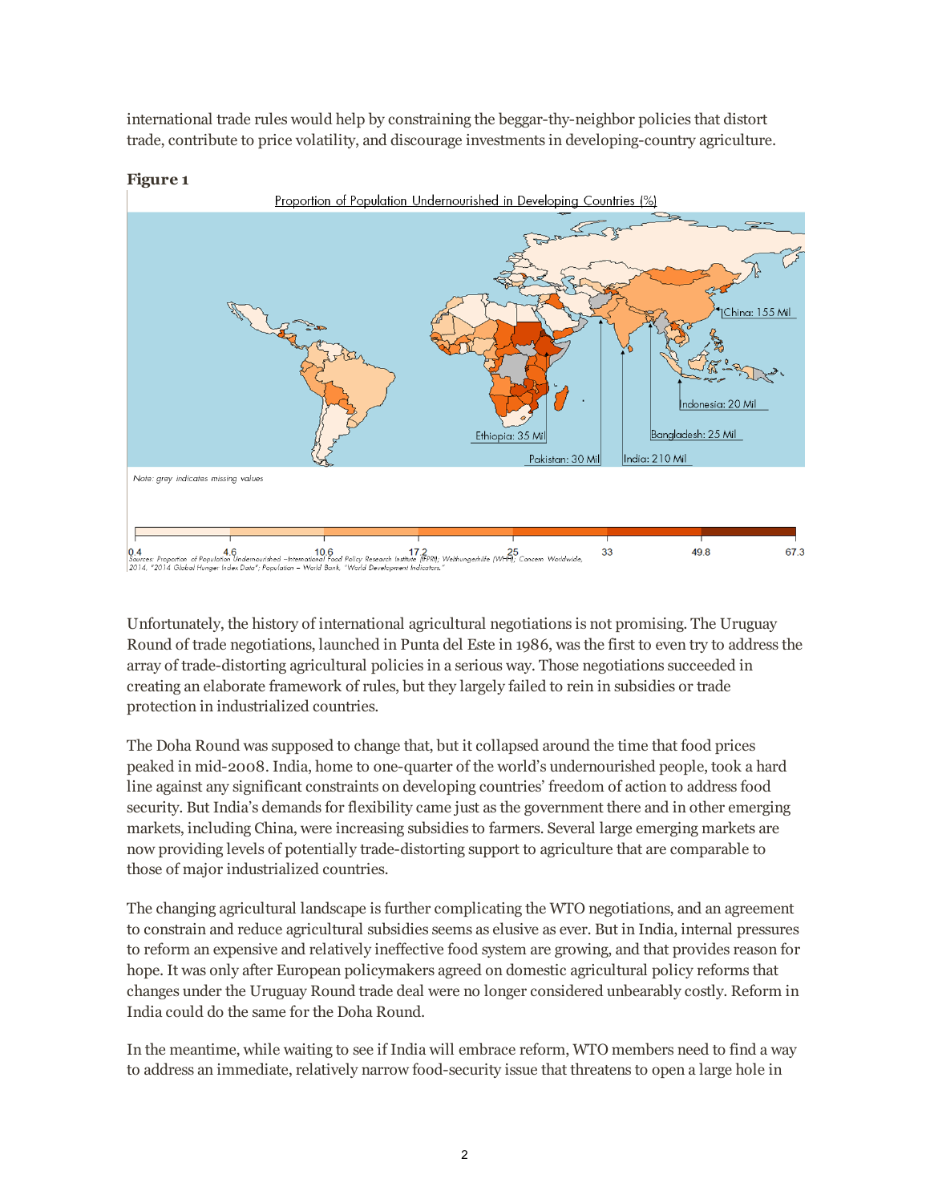international trade rules would help by constraining the beggar-thy-neighbor policies that distort trade, contribute to price volatility, and discourage investments in developing-country agriculture.

**Figure 1**

Proportion of Population Undernourished in Developing Countries (%)

China: 155 Mil

Indonesia: 20 Mil

Bangladesh: 25 Mil

Ethiopia: 35 Mil

Pakistan: 30 Mil

India: 210 Mil

*Note: grey indicates missing values*

0.4 4.6 10.6 17.2 25 33 49.8 67.3

*Sources: Proportion of Population Undernourished – International Food Policy Research Institute (IFPRI); Welthungerhilfe (WHH); Concern Worldwide, 2014, "2014 Global Hunger Index Data"; Population – World Bank, "World Development Indicators."*

Unfortunately, the history of international agricultural negotiations is not promising. The Uruguay Round of trade negotiations, launched in Punta del Este in 1986, was the first to even try to address the array of trade-distorting agricultural policies in a serious way. Those negotiations succeeded in creating an elaborate framework of rules, but they largely failed to rein in subsidies or trade protection in industrialized countries.

The Doha Round was supposed to change that, but it collapsed around the time that food prices peaked in mid-2008. India, home to one-quarter of the world's undernourished people, took a hard line against any significant constraints on developing countries' freedom of action to address food security. But India's demands for flexibility came just as the government there and in other emerging markets, including China, were increasing subsidies to farmers. Several large emerging markets are now providing levels of potentially trade-distorting support to agriculture that are comparable to those of major industrialized countries.

The changing agricultural landscape is further complicating the WTO negotiations, and an agreement to constrain and reduce agricultural subsidies seems as elusive as ever. But in India, internal pressures to reform an expensive and relatively ineffective food system are growing, and that provides reason for hope. It was only after European policymakers agreed on domestic agricultural policy reforms that changes under the Uruguay Round trade deal were no longer considered unbearably costly. Reform in India could do the same for the Doha Round.

In the meantime, while waiting to see if India will embrace reform, WTO members need to find a way to address an immediate, relatively narrow food-security issue that threatens to open a large hole in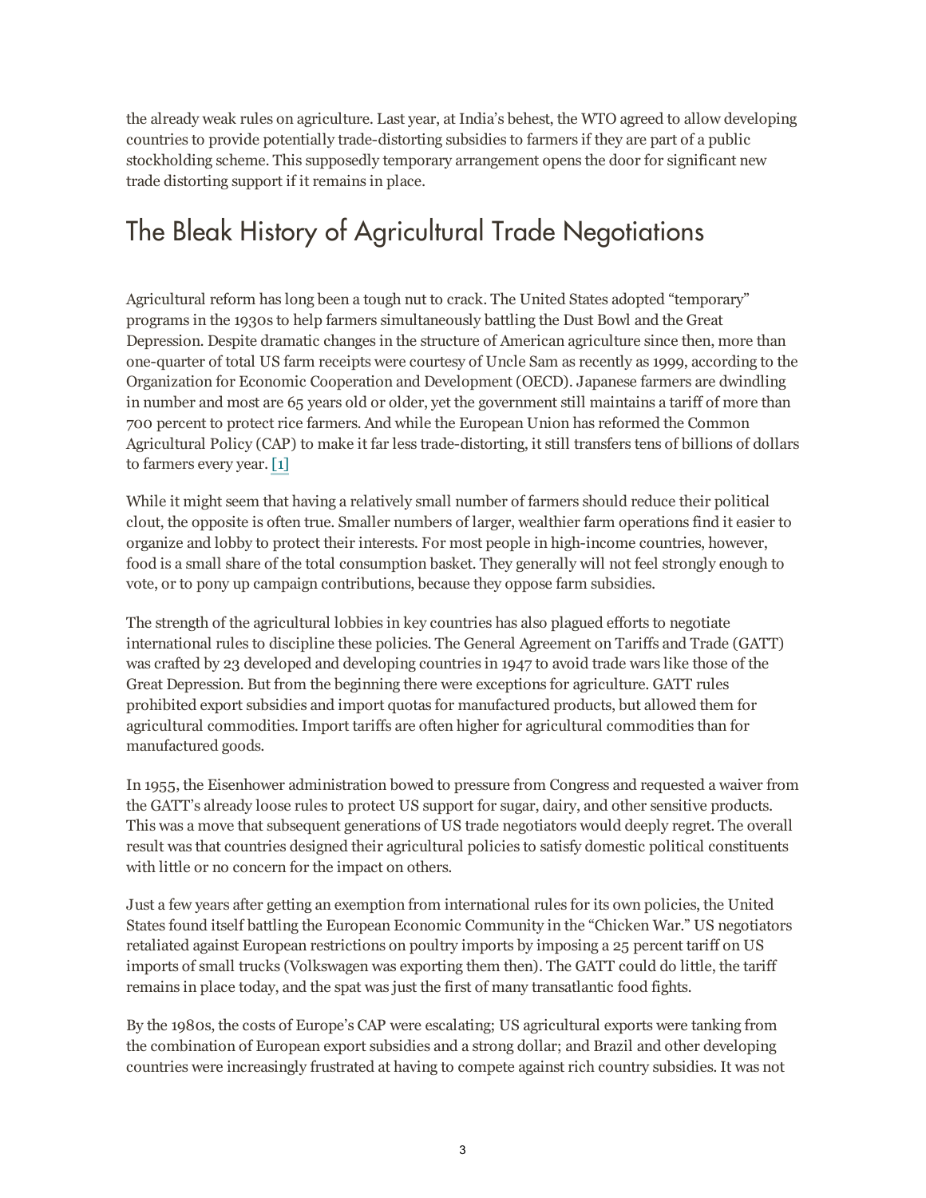the already weak rules on agriculture. Last year, at India's behest, the WTO agreed to allow developing countries to provide potentially trade-distorting subsidies to farmers if they are part of a public stockholding scheme. This supposedly temporary arrangement opens the door for significant new trade distorting support if it remains in place.

## The Bleak History of Agricultural Trade Negotiations

Agricultural reform has long been a tough nut to crack. The United States adopted "temporary" programs in the 1930s to help farmers simultaneously battling the Dust Bowl and the Great Depression. Despite dramatic changes in the structure of American agriculture since then, more than one-quarter of total US farm receipts were courtesy of Uncle Sam as recently as 1999, according to the Organization for Economic Cooperation and Development (OECD). Japanese farmers are dwindling in number and most are 65 years old or older, yet the government still maintains a tariff of more than 700 percent to protect rice farmers. And while the European Union has reformed the Common Agricultural Policy (CAP) to make it far less trade-distorting, it still transfers tens of billions of dollars to farmers every year. [1]

While it might seem that having a relatively small number of farmers should reduce their political clout, the opposite is often true. Smaller numbers of larger, wealthier farm operations find it easier to organize and lobby to protect their interests. For most people in high-income countries, however, food is a small share of the total consumption basket. They generally will not feel strongly enough to vote, or to pony up campaign contributions, because they oppose farm subsidies.

The strength of the agricultural lobbies in key countries has also plagued efforts to negotiate international rules to discipline these policies. The General Agreement on Tariffs and Trade (GATT) was crafted by 23 developed and developing countries in 1947 to avoid trade wars like those of the Great Depression. But from the beginning there were exceptions for agriculture. GATT rules prohibited export subsidies and import quotas for manufactured products, but allowed them for agricultural commodities. Import tariffs are often higher for agricultural commodities than for manufactured goods.

In 1955, the Eisenhower administration bowed to pressure from Congress and requested a waiver from the GATT's already loose rules to protect US support for sugar, dairy, and other sensitive products. This was a move that subsequent generations of US trade negotiators would deeply regret. The overall result was that countries designed their agricultural policies to satisfy domestic political constituents with little or no concern for the impact on others.

Just a few years after getting an exemption from international rules for its own policies, the United States found itself battling the European Economic Community in the "Chicken War." US negotiators retaliated against European restrictions on poultry imports by imposing a 25 percent tariff on US imports of small trucks (Volkswagen was exporting them then). The GATT could do little, the tariff remains in place today, and the spat was just the first of many transatlantic food fights.

By the 1980s, the costs of Europe's CAP were escalating; US agricultural exports were tanking from the combination of European export subsidies and a strong dollar; and Brazil and other developing countries were increasingly frustrated at having to compete against rich country subsidies. It was not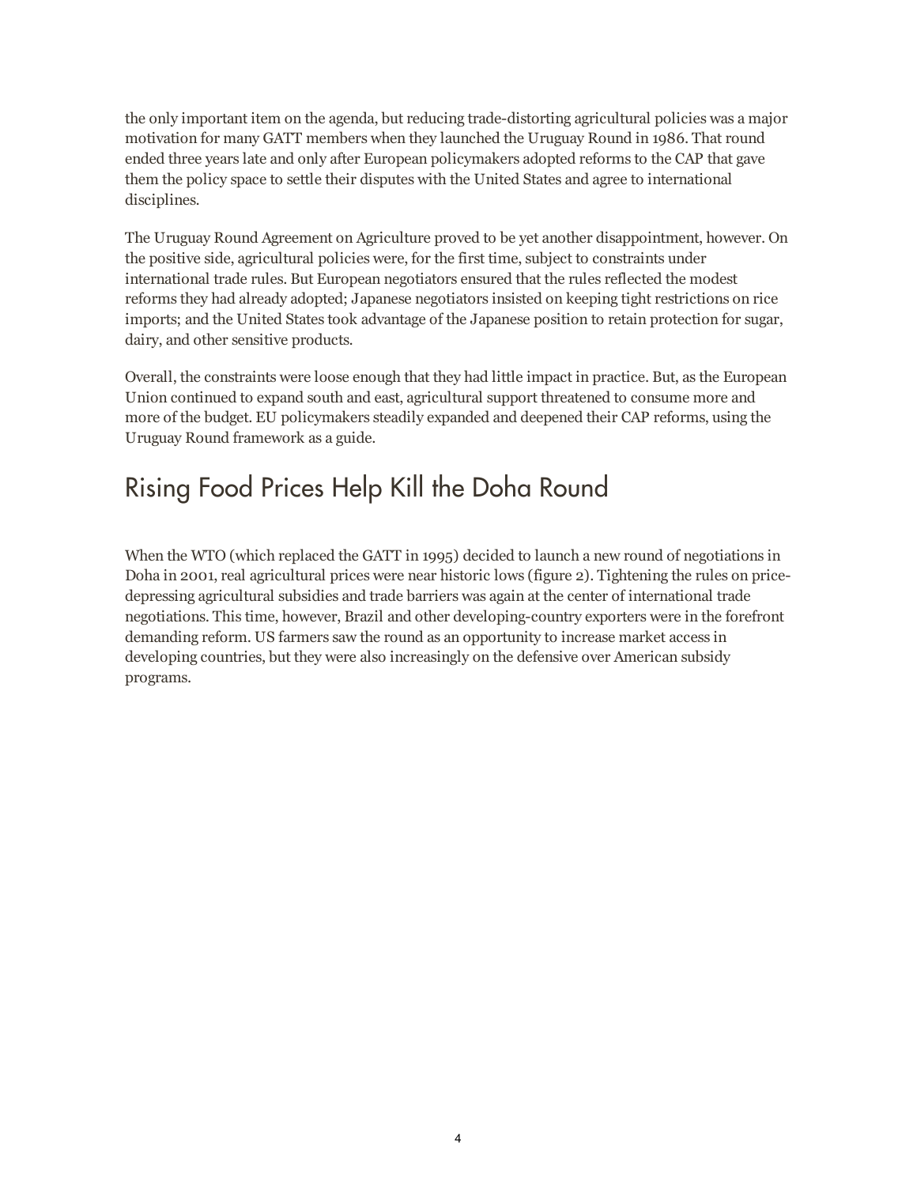the only important item on the agenda, but reducing trade-distorting agricultural policies was a major motivation for many GATT members when they launched the Uruguay Round in 1986. That round ended three years late and only after European policymakers adopted reforms to the CAP that gave them the policy space to settle their disputes with the United States and agree to international disciplines.

The Uruguay Round Agreement on Agriculture proved to be yet another disappointment, however. On the positive side, agricultural policies were, for the first time, subject to constraints under international trade rules. But European negotiators ensured that the rules reflected the modest reforms they had already adopted; Japanese negotiators insisted on keeping tight restrictions on rice imports; and the United States took advantage of the Japanese position to retain protection for sugar, dairy, and other sensitive products.

Overall, the constraints were loose enough that they had little impact in practice. But, as the European Union continued to expand south and east, agricultural support threatened to consume more and more of the budget. EU policymakers steadily expanded and deepened their CAP reforms, using the Uruguay Round framework as a guide.

## Rising Food Prices Help Kill the Doha Round

When the WTO (which replaced the GATT in 1995) decided to launch a new round of negotiations in Doha in 2001, real agricultural prices were near historic lows (figure 2). Tightening the rules on price-depressing agricultural subsidies and trade barriers was again at the center of international trade negotiations. This time, however, Brazil and other developing-country exporters were in the forefront demanding reform. US farmers saw the round as an opportunity to increase market access in developing countries, but they were also increasingly on the defensive over American subsidy programs.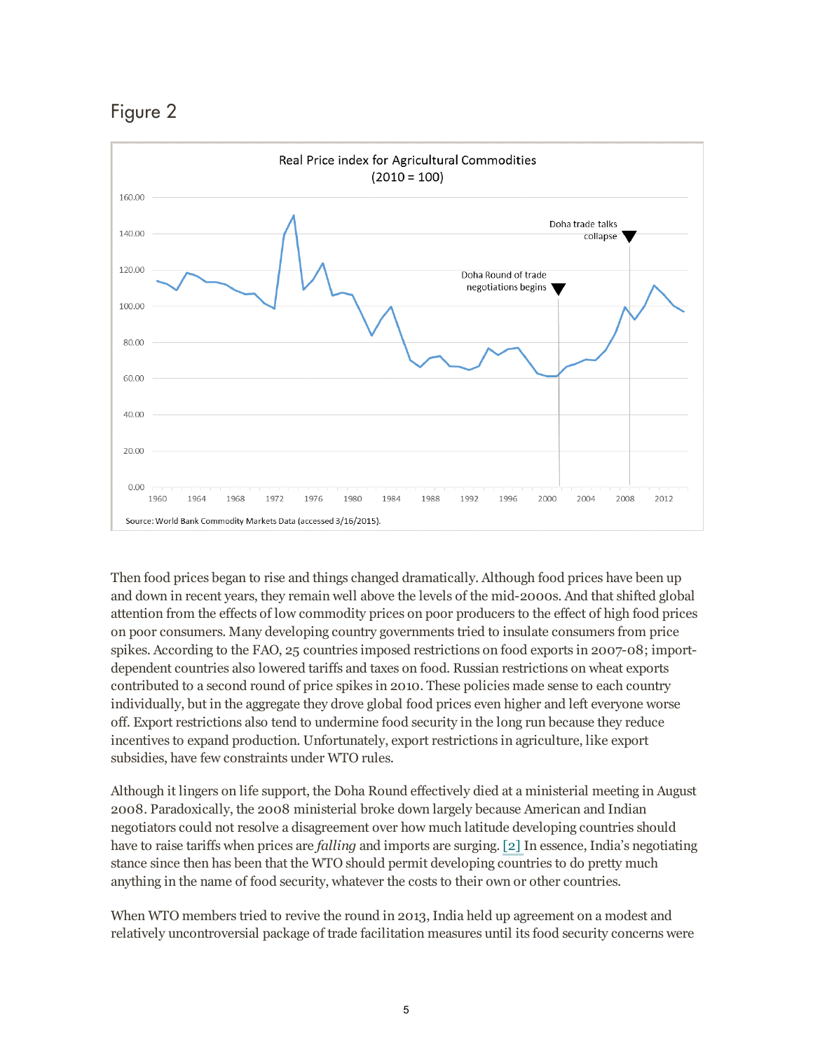## Figure 2

Real Price index for Agricultural Commodities
(2010 = 100)

160.00
140.00
120.00
100.00
80.00
60.00
40.00
20.00
0.00

1960 1964 1968 1972 1976 1980 1984 1988 1992 1996 2000 2004 2008 2012

Doha trade talks collapse

Doha Round of trade negotiations begins

Source: World Bank Commodity Markets Data (accessed 3/16/2015).

Then food prices began to rise and things changed dramatically. Although food prices have been up and down in recent years, they remain well above the levels of the mid-2000s. And that shifted global attention from the effects of low commodity prices on poor producers to the effect of high food prices on poor consumers. Many developing country governments tried to insulate consumers from price spikes. According to the FAO, 25 countries imposed restrictions on food exports in 2007-08; import-dependent countries also lowered tariffs and taxes on food. Russian restrictions on wheat exports contributed to a second round of price spikes in 2010. These policies made sense to each country individually, but in the aggregate they drove global food prices even higher and left everyone worse off. Export restrictions also tend to undermine food security in the long run because they reduce incentives to expand production. Unfortunately, export restrictions in agriculture, like export subsidies, have few constraints under WTO rules.

Although it lingers on life support, the Doha Round effectively died at a ministerial meeting in August 2008. Paradoxically, the 2008 ministerial broke down largely because American and Indian negotiators could not resolve a disagreement over how much latitude developing countries should have to raise tariffs when prices are *falling* and imports are surging. [2] In essence, India's negotiating stance since then has been that the WTO should permit developing countries to do pretty much anything in the name of food security, whatever the costs to their own or other countries.

When WTO members tried to revive the round in 2013, India held up agreement on a modest and relatively uncontroversial package of trade facilitation measures until its food security concerns were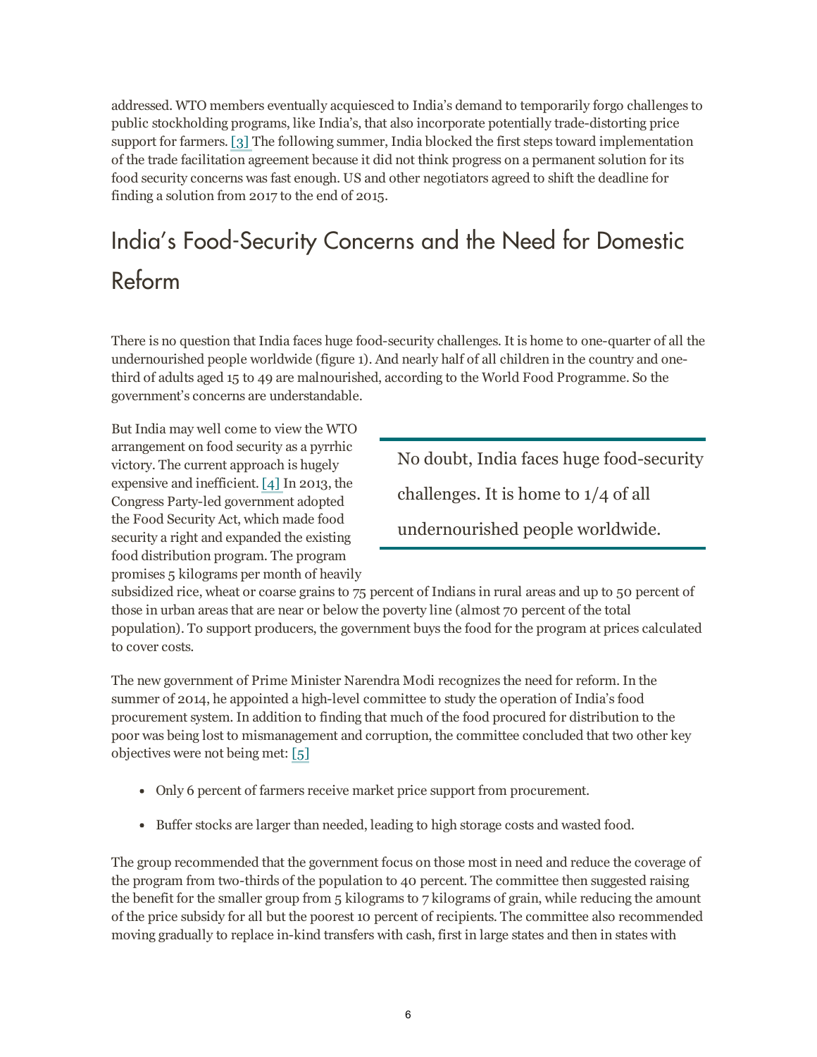addressed. WTO members eventually acquiesced to India's demand to temporarily forgo challenges to public stockholding programs, like India's, that also incorporate potentially trade-distorting price support for farmers. [3] The following summer, India blocked the first steps toward implementation of the trade facilitation agreement because it did not think progress on a permanent solution for its food security concerns was fast enough. US and other negotiators agreed to shift the deadline for finding a solution from 2017 to the end of 2015.

## India's Food-Security Concerns and the Need for Domestic Reform

There is no question that India faces huge food-security challenges. It is home to one-quarter of all the undernourished people worldwide (figure 1). And nearly half of all children in the country and one-third of adults aged 15 to 49 are malnourished, according to the World Food Programme. So the government's concerns are understandable.

> No doubt, India faces huge food-security challenges. It is home to 1/4 of all undernourished people worldwide.

But India may well come to view the WTO arrangement on food security as a pyrrhic victory. The current approach is hugely expensive and inefficient. [4] In 2013, the Congress Party-led government adopted the Food Security Act, which made food security a right and expanded the existing food distribution program. The program promises 5 kilograms per month of heavily subsidized rice, wheat or coarse grains to 75 percent of Indians in rural areas and up to 50 percent of those in urban areas that are near or below the poverty line (almost 70 percent of the total population). To support producers, the government buys the food for the program at prices calculated to cover costs.

The new government of Prime Minister Narendra Modi recognizes the need for reform. In the summer of 2014, he appointed a high-level committee to study the operation of India's food procurement system. In addition to finding that much of the food procured for distribution to the poor was being lost to mismanagement and corruption, the committee concluded that two other key objectives were not being met: [5]

- Only 6 percent of farmers receive market price support from procurement.
- Buffer stocks are larger than needed, leading to high storage costs and wasted food.

The group recommended that the government focus on those most in need and reduce the coverage of the program from two-thirds of the population to 40 percent. The committee then suggested raising the benefit for the smaller group from 5 kilograms to 7 kilograms of grain, while reducing the amount of the price subsidy for all but the poorest 10 percent of recipients. The committee also recommended moving gradually to replace in-kind transfers with cash, first in large states and then in states with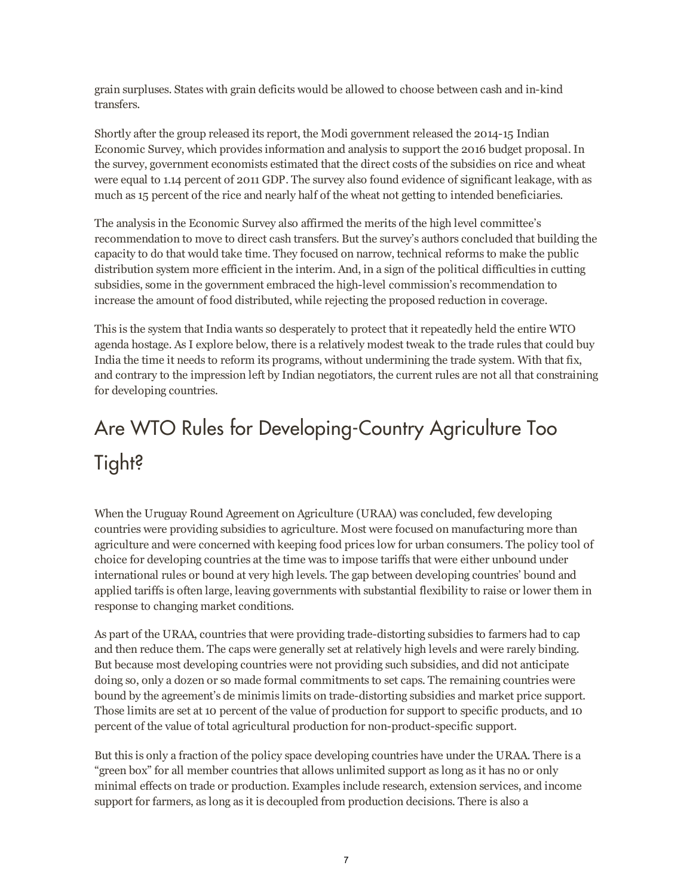grain surpluses. States with grain deficits would be allowed to choose between cash and in-kind transfers.

Shortly after the group released its report, the Modi government released the 2014-15 Indian Economic Survey, which provides information and analysis to support the 2016 budget proposal. In the survey, government economists estimated that the direct costs of the subsidies on rice and wheat were equal to 1.14 percent of 2011 GDP. The survey also found evidence of significant leakage, with as much as 15 percent of the rice and nearly half of the wheat not getting to intended beneficiaries.

The analysis in the Economic Survey also affirmed the merits of the high level committee's recommendation to move to direct cash transfers. But the survey's authors concluded that building the capacity to do that would take time. They focused on narrow, technical reforms to make the public distribution system more efficient in the interim. And, in a sign of the political difficulties in cutting subsidies, some in the government embraced the high-level commission's recommendation to increase the amount of food distributed, while rejecting the proposed reduction in coverage.

This is the system that India wants so desperately to protect that it repeatedly held the entire WTO agenda hostage. As I explore below, there is a relatively modest tweak to the trade rules that could buy India the time it needs to reform its programs, without undermining the trade system. With that fix, and contrary to the impression left by Indian negotiators, the current rules are not all that constraining for developing countries.

## Are WTO Rules for Developing-Country Agriculture Too Tight?

When the Uruguay Round Agreement on Agriculture (URAA) was concluded, few developing countries were providing subsidies to agriculture. Most were focused on manufacturing more than agriculture and were concerned with keeping food prices low for urban consumers. The policy tool of choice for developing countries at the time was to impose tariffs that were either unbound under international rules or bound at very high levels. The gap between developing countries' bound and applied tariffs is often large, leaving governments with substantial flexibility to raise or lower them in response to changing market conditions.

As part of the URAA, countries that were providing trade-distorting subsidies to farmers had to cap and then reduce them. The caps were generally set at relatively high levels and were rarely binding. But because most developing countries were not providing such subsidies, and did not anticipate doing so, only a dozen or so made formal commitments to set caps. The remaining countries were bound by the agreement's de minimis limits on trade-distorting subsidies and market price support. Those limits are set at 10 percent of the value of production for support to specific products, and 10 percent of the value of total agricultural production for non-product-specific support.

But this is only a fraction of the policy space developing countries have under the URAA. There is a "green box" for all member countries that allows unlimited support as long as it has no or only minimal effects on trade or production. Examples include research, extension services, and income support for farmers, as long as it is decoupled from production decisions. There is also a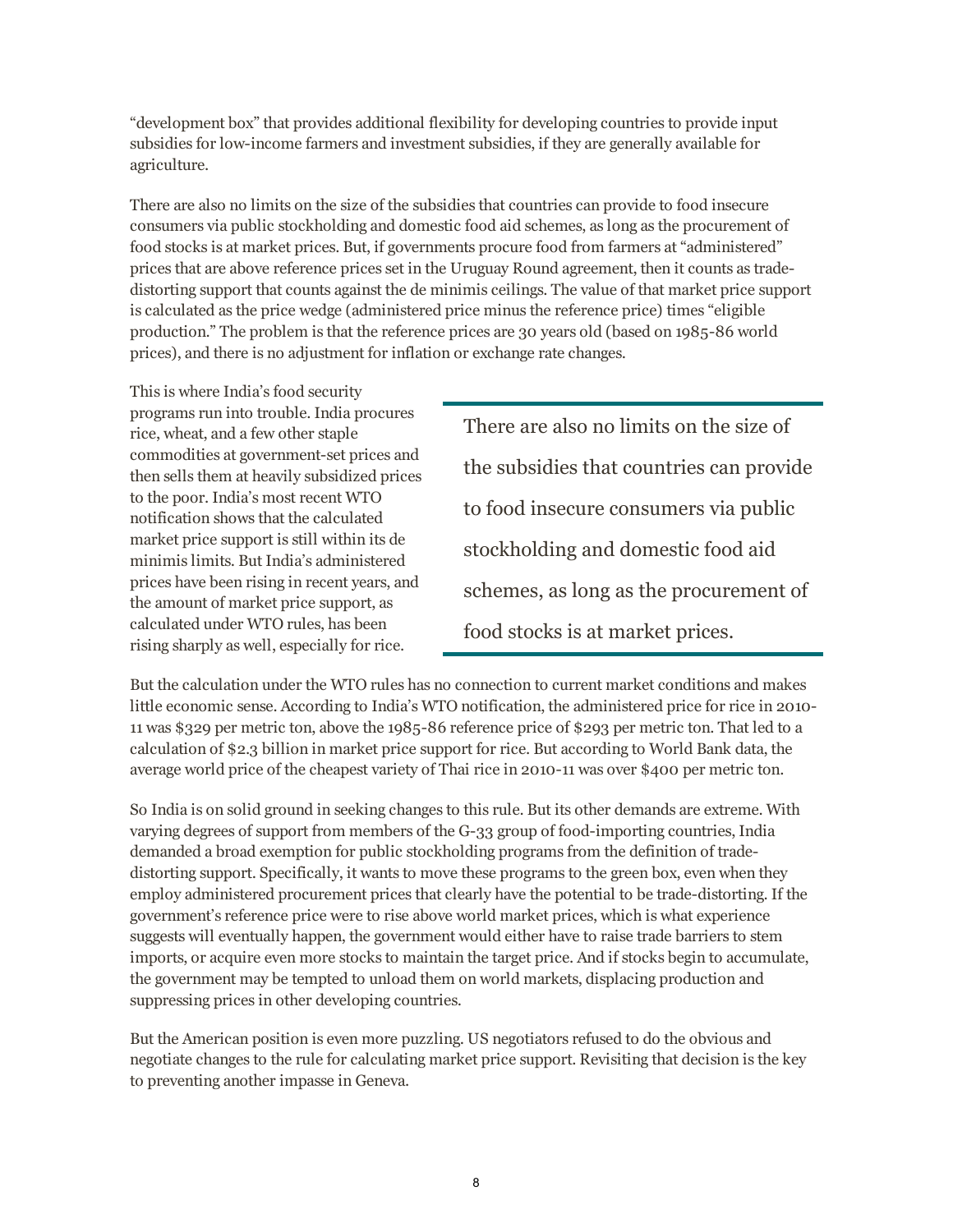"development box" that provides additional flexibility for developing countries to provide input subsidies for low-income farmers and investment subsidies, if they are generally available for agriculture.

There are also no limits on the size of the subsidies that countries can provide to food insecure consumers via public stockholding and domestic food aid schemes, as long as the procurement of food stocks is at market prices. But, if governments procure food from farmers at "administered" prices that are above reference prices set in the Uruguay Round agreement, then it counts as trade-distorting support that counts against the de minimis ceilings. The value of that market price support is calculated as the price wedge (administered price minus the reference price) times "eligible production." The problem is that the reference prices are 30 years old (based on 1985-86 world prices), and there is no adjustment for inflation or exchange rate changes.

This is where India's food security programs run into trouble. India procures rice, wheat, and a few other staple commodities at government-set prices and then sells them at heavily subsidized prices to the poor. India's most recent WTO notification shows that the calculated market price support is still within its de minimis limits. But India's administered prices have been rising in recent years, and the amount of market price support, as calculated under WTO rules, has been rising sharply as well, especially for rice.

> There are also no limits on the size of the subsidies that countries can provide to food insecure consumers via public stockholding and domestic food aid schemes, as long as the procurement of food stocks is at market prices.

But the calculation under the WTO rules has no connection to current market conditions and makes little economic sense. According to India's WTO notification, the administered price for rice in 2010-11 was $329 per metric ton, above the 1985-86 reference price of $293 per metric ton. That led to a calculation of $2.3 billion in market price support for rice. But according to World Bank data, the average world price of the cheapest variety of Thai rice in 2010-11 was over $400 per metric ton.

So India is on solid ground in seeking changes to this rule. But its other demands are extreme. With varying degrees of support from members of the G-33 group of food-importing countries, India demanded a broad exemption for public stockholding programs from the definition of trade-distorting support. Specifically, it wants to move these programs to the green box, even when they employ administered procurement prices that clearly have the potential to be trade-distorting. If the government's reference price were to rise above world market prices, which is what experience suggests will eventually happen, the government would either have to raise trade barriers to stem imports, or acquire even more stocks to maintain the target price. And if stocks begin to accumulate, the government may be tempted to unload them on world markets, displacing production and suppressing prices in other developing countries.

But the American position is even more puzzling. US negotiators refused to do the obvious and negotiate changes to the rule for calculating market price support. Revisiting that decision is the key to preventing another impasse in Geneva.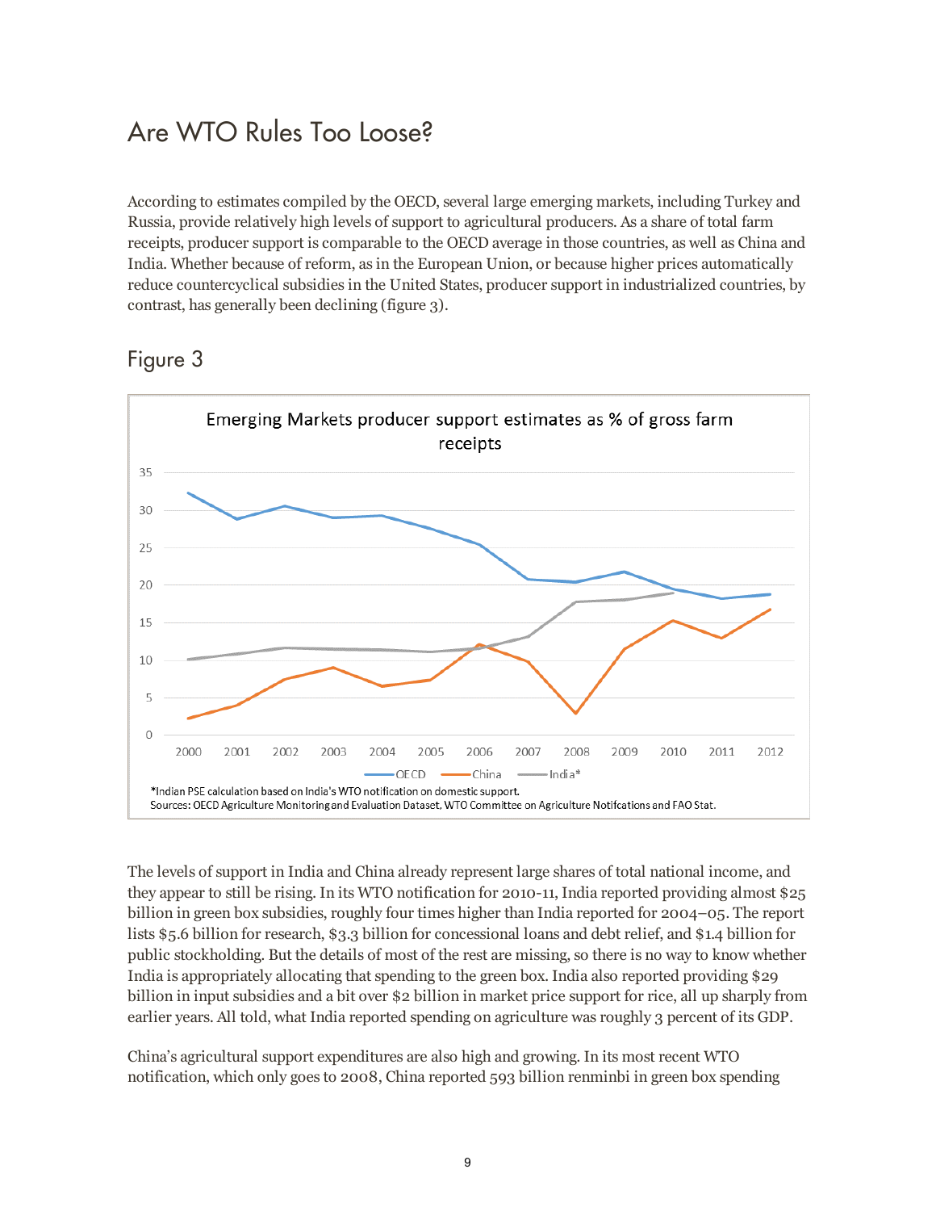# Are WTO Rules Too Loose?

According to estimates compiled by the OECD, several large emerging markets, including Turkey and Russia, provide relatively high levels of support to agricultural producers. As a share of total farm receipts, producer support is comparable to the OECD average in those countries, as well as China and India. Whether because of reform, as in the European Union, or because higher prices automatically reduce countercyclical subsidies in the United States, producer support in industrialized countries, by contrast, has generally been declining (figure 3).

## Figure 3

Emerging Markets producer support estimates as % of gross farm receipts

35
30
25
20
15
10
5
0

2000 2001 2002 2003 2004 2005 2006 2007 2008 2009 2010 2011 2012

OECD China India*

*Indian PSE calculation based on India's WTO notification on domestic support.
Sources: OECD Agriculture Monitoring and Evaluation Dataset, WTO Committee on Agriculture Notifcations and FAO Stat.

The levels of support in India and China already represent large shares of total national income, and they appear to still be rising. In its WTO notification for 2010-11, India reported providing almost $25 billion in green box subsidies, roughly four times higher than India reported for 2004–05. The report lists $5.6 billion for research, $3.3 billion for concessional loans and debt relief, and $1.4 billion for public stockholding. But the details of most of the rest are missing, so there is no way to know whether India is appropriately allocating that spending to the green box. India also reported providing $29 billion in input subsidies and a bit over $2 billion in market price support for rice, all up sharply from earlier years. All told, what India reported spending on agriculture was roughly 3 percent of its GDP.

China's agricultural support expenditures are also high and growing. In its most recent WTO notification, which only goes to 2008, China reported 593 billion renminbi in green box spending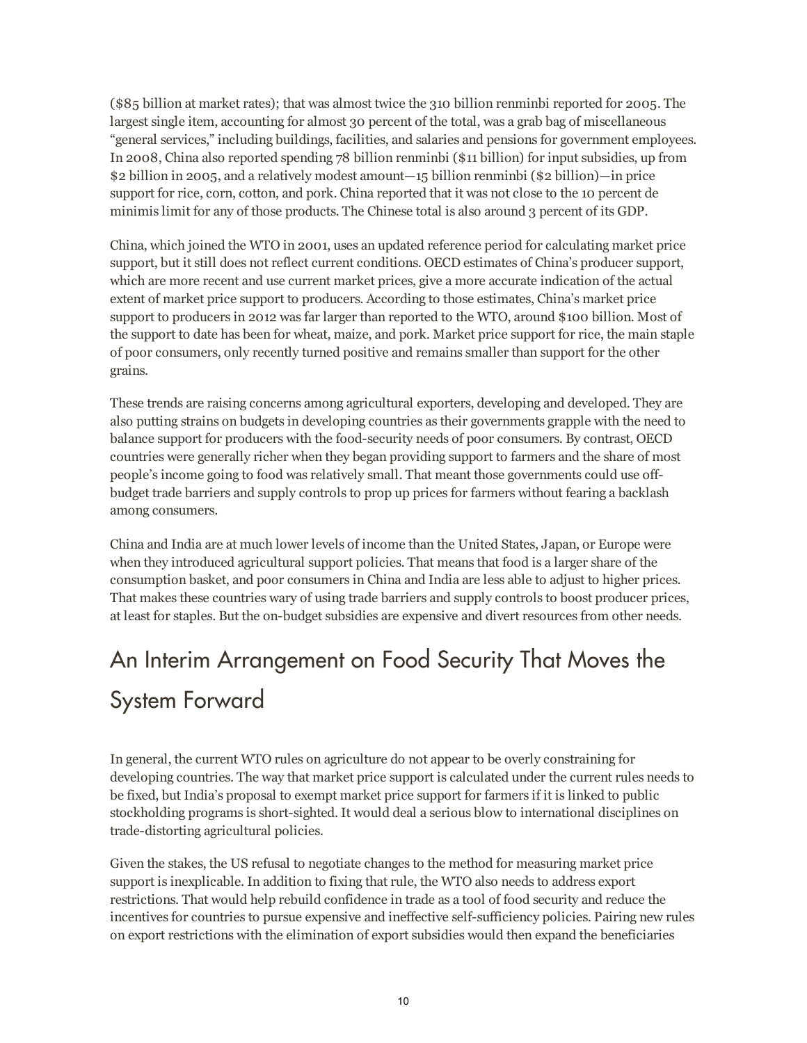($85 billion at market rates); that was almost twice the 310 billion renminbi reported for 2005. The largest single item, accounting for almost 30 percent of the total, was a grab bag of miscellaneous "general services," including buildings, facilities, and salaries and pensions for government employees. In 2008, China also reported spending 78 billion renminbi ($11 billion) for input subsidies, up from $2 billion in 2005, and a relatively modest amount—15 billion renminbi ($2 billion)—in price support for rice, corn, cotton, and pork. China reported that it was not close to the 10 percent de minimis limit for any of those products. The Chinese total is also around 3 percent of its GDP.

China, which joined the WTO in 2001, uses an updated reference period for calculating market price support, but it still does not reflect current conditions. OECD estimates of China's producer support, which are more recent and use current market prices, give a more accurate indication of the actual extent of market price support to producers. According to those estimates, China's market price support to producers in 2012 was far larger than reported to the WTO, around $100 billion. Most of the support to date has been for wheat, maize, and pork. Market price support for rice, the main staple of poor consumers, only recently turned positive and remains smaller than support for the other grains.

These trends are raising concerns among agricultural exporters, developing and developed. They are also putting strains on budgets in developing countries as their governments grapple with the need to balance support for producers with the food-security needs of poor consumers. By contrast, OECD countries were generally richer when they began providing support to farmers and the share of most people's income going to food was relatively small. That meant those governments could use off-budget trade barriers and supply controls to prop up prices for farmers without fearing a backlash among consumers.

China and India are at much lower levels of income than the United States, Japan, or Europe were when they introduced agricultural support policies. That means that food is a larger share of the consumption basket, and poor consumers in China and India are less able to adjust to higher prices. That makes these countries wary of using trade barriers and supply controls to boost producer prices, at least for staples. But the on-budget subsidies are expensive and divert resources from other needs.

## An Interim Arrangement on Food Security That Moves the System Forward

In general, the current WTO rules on agriculture do not appear to be overly constraining for developing countries. The way that market price support is calculated under the current rules needs to be fixed, but India's proposal to exempt market price support for farmers if it is linked to public stockholding programs is short-sighted. It would deal a serious blow to international disciplines on trade-distorting agricultural policies.

Given the stakes, the US refusal to negotiate changes to the method for measuring market price support is inexplicable. In addition to fixing that rule, the WTO also needs to address export restrictions. That would help rebuild confidence in trade as a tool of food security and reduce the incentives for countries to pursue expensive and ineffective self-sufficiency policies. Pairing new rules on export restrictions with the elimination of export subsidies would then expand the beneficiaries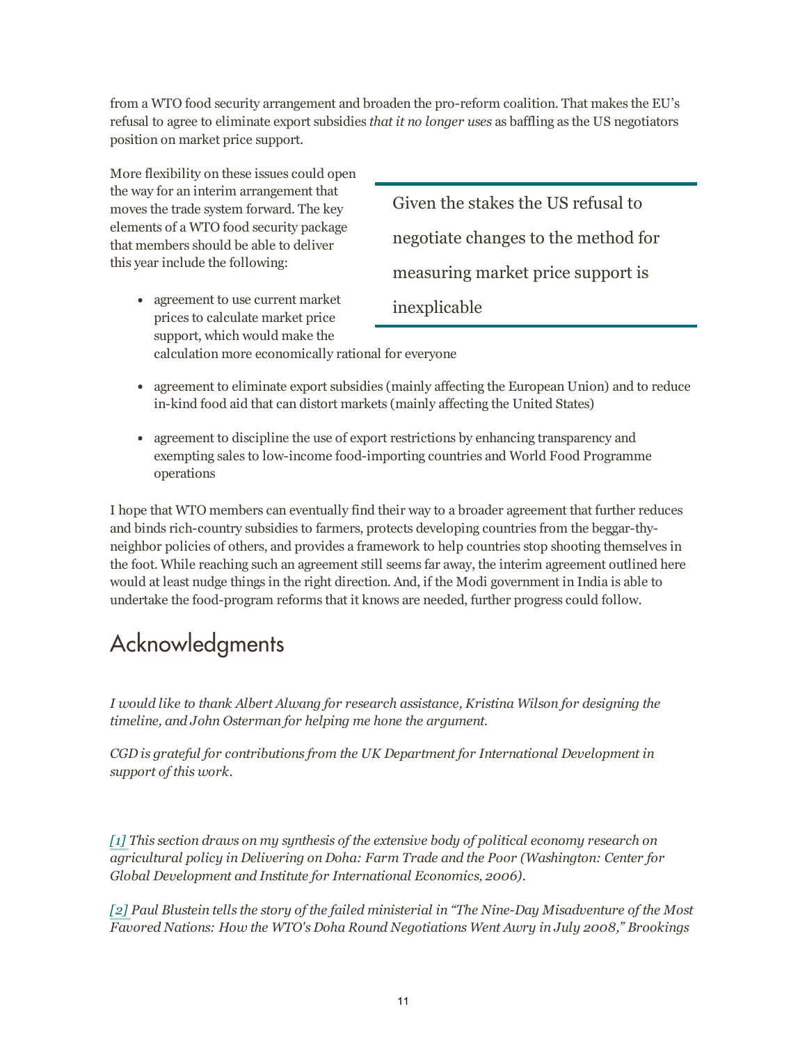from a WTO food security arrangement and broaden the pro-reform coalition. That makes the EU's refusal to agree to eliminate export subsidies *that it no longer uses* as baffling as the US negotiators position on market price support.

More flexibility on these issues could open the way for an interim arrangement that moves the trade system forward. The key elements of a WTO food security package that members should be able to deliver this year include the following:

> Given the stakes the US refusal to negotiate changes to the method for measuring market price support is inexplicable

- agreement to use current market prices to calculate market price support, which would make the calculation more economically rational for everyone
- agreement to eliminate export subsidies (mainly affecting the European Union) and to reduce in-kind food aid that can distort markets (mainly affecting the United States)
- agreement to discipline the use of export restrictions by enhancing transparency and exempting sales to low-income food-importing countries and World Food Programme operations

I hope that WTO members can eventually find their way to a broader agreement that further reduces and binds rich-country subsidies to farmers, protects developing countries from the beggar-thy-neighbor policies of others, and provides a framework to help countries stop shooting themselves in the foot. While reaching such an agreement still seems far away, the interim agreement outlined here would at least nudge things in the right direction. And, if the Modi government in India is able to undertake the food-program reforms that it knows are needed, further progress could follow.

## Acknowledgments

*I would like to thank Albert Alwang for research assistance, Kristina Wilson for designing the timeline, and John Osterman for helping me hone the argument.*

*CGD is grateful for contributions from the UK Department for International Development in support of this work.*

*[1] This section draws on my synthesis of the extensive body of political economy research on agricultural policy in Delivering on Doha: Farm Trade and the Poor (Washington: Center for Global Development and Institute for International Economics, 2006).*

*[2] Paul Blustein tells the story of the failed ministerial in "The Nine-Day Misadventure of the Most Favored Nations: How the WTO's Doha Round Negotiations Went Awry in July 2008," Brookings*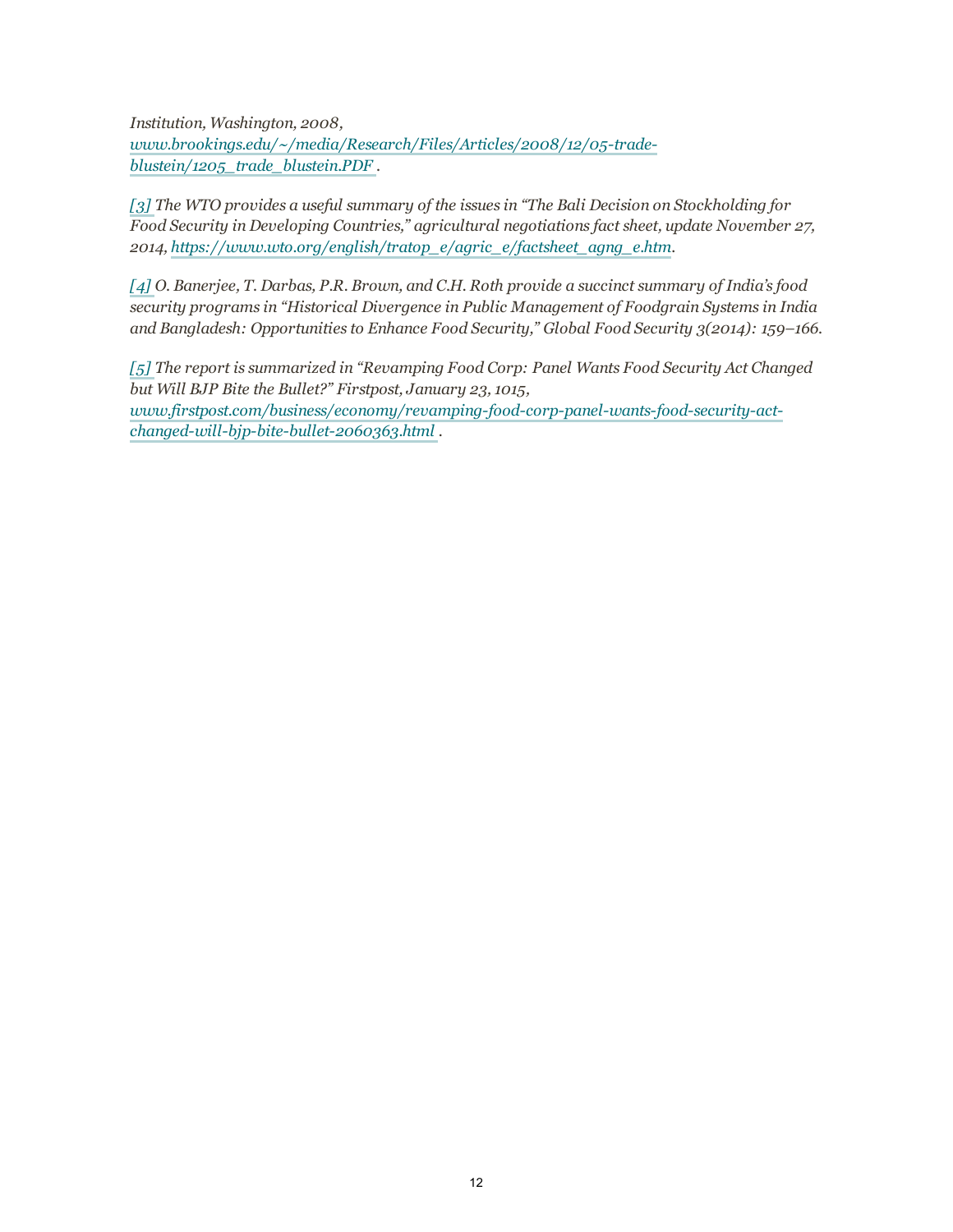*Institution, Washington, 2008, [www.brookings.edu/~/media/Research/Files/Articles/2008/12/05-trade-blustein/1205_trade_blustein.PDF](www.brookings.edu/~/media/Research/Files/Articles/2008/12/05-trade-blustein/1205_trade_blustein.PDF) .*

*[3] The WTO provides a useful summary of the issues in "The Bali Decision on Stockholding for Food Security in Developing Countries," agricultural negotiations fact sheet, update November 27, 2014, [https://www.wto.org/english/tratop_e/agric_e/factsheet_agng_e.htm](https://www.wto.org/english/tratop_e/agric_e/factsheet_agng_e.htm).*

*[4] O. Banerjee, T. Darbas, P.R. Brown, and C.H. Roth provide a succinct summary of India's food security programs in "Historical Divergence in Public Management of Foodgrain Systems in India and Bangladesh: Opportunities to Enhance Food Security," Global Food Security 3(2014): 159–166.*

*[5] The report is summarized in "Revamping Food Corp: Panel Wants Food Security Act Changed but Will BJP Bite the Bullet?" Firstpost, January 23, 1015, [www.firstpost.com/business/economy/revamping-food-corp-panel-wants-food-security-act-changed-will-bjp-bite-bullet-2060363.html](www.firstpost.com/business/economy/revamping-food-corp-panel-wants-food-security-act-changed-will-bjp-bite-bullet-2060363.html) .*